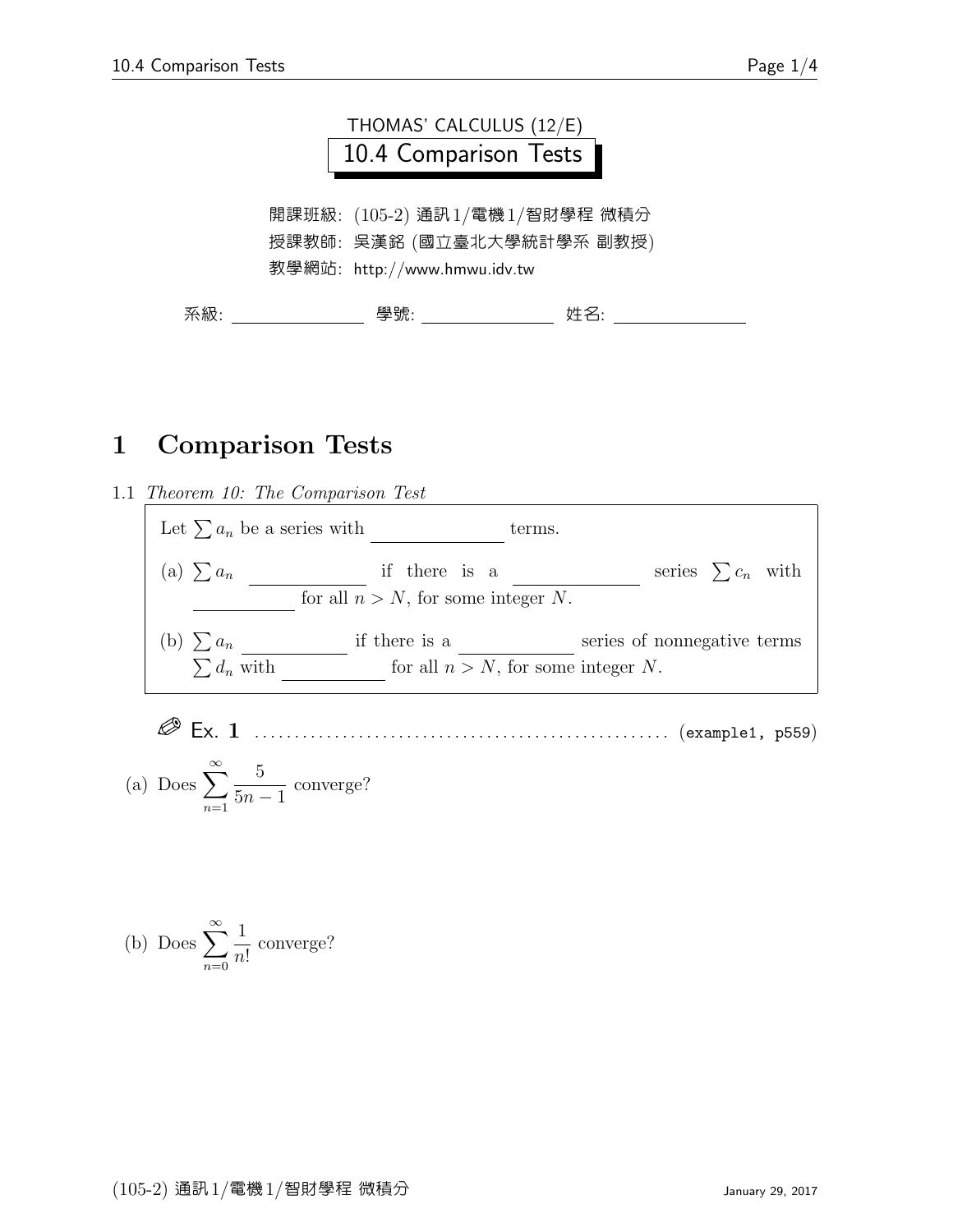THOMAS' CALCULUS (12/E)

# 10.4 Comparison Tests

開課班級: (105-2) 通訊1/電機1/智財學程 微積分

授課教師: 吳漢銘 (國立臺北大學統計學系 副教授)

教學網站: http://www.hmwu.idv.tw

系級: ______________ 學號: ______________ 姓名: ______________

## 1 Comparison Tests

1.1 *Theorem 10: The Comparison Test*

> Let $\sum a_n$ be a series with ______________ terms.
>
> (a) $\sum a_n$ ____________ if there is a ____________ series $\sum c_n$ with __________ for all $n > N$, for some integer $N$.
>
> (b) $\sum a_n$ ____________ if there is a ____________ series of nonnegative terms $\sum d_n$ with __________ for all $n > N$, for some integer $N$.

✎ **Ex. 1** .................................................... (example1, p559)

(a) Does $\displaystyle\sum_{n=1}^{\infty} \frac{5}{5n-1}$ converge?

(b) Does $\displaystyle\sum_{n=0}^{\infty} \frac{1}{n!}$ converge?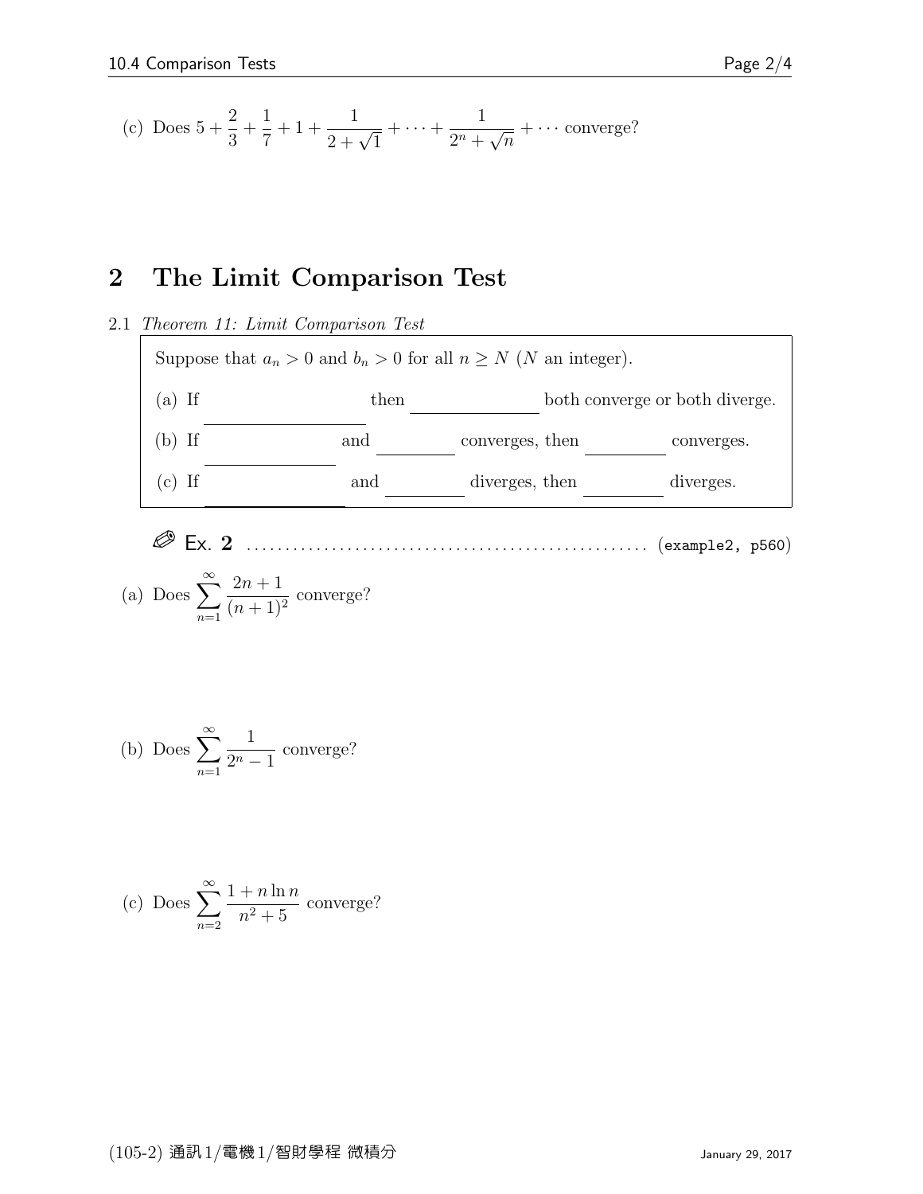(c) Does $5 + \frac{2}{3} + \frac{1}{7} + 1 + \frac{1}{2+\sqrt{1}} + \cdots + \frac{1}{2^n + \sqrt{n}} + \cdots$ converge?

## 2 The Limit Comparison Test

2.1 *Theorem 11: Limit Comparison Test*

> Suppose that $a_n > 0$ and $b_n > 0$ for all $n \geq N$ ($N$ an integer).
>
> (a) If ________________ then ____________ both converge or both diverge.
>
> (b) If ______________ and ________ converges, then ________ converges.
>
> (c) If ______________ and ________ diverges, then ________ diverges.

**Ex. 2** ................................................ (example2, p560)

(a) Does $\sum_{n=1}^{\infty} \frac{2n+1}{(n+1)^2}$ converge?

(b) Does $\sum_{n=1}^{\infty} \frac{1}{2^n - 1}$ converge?

(c) Does $\sum_{n=2}^{\infty} \frac{1 + n \ln n}{n^2 + 5}$ converge?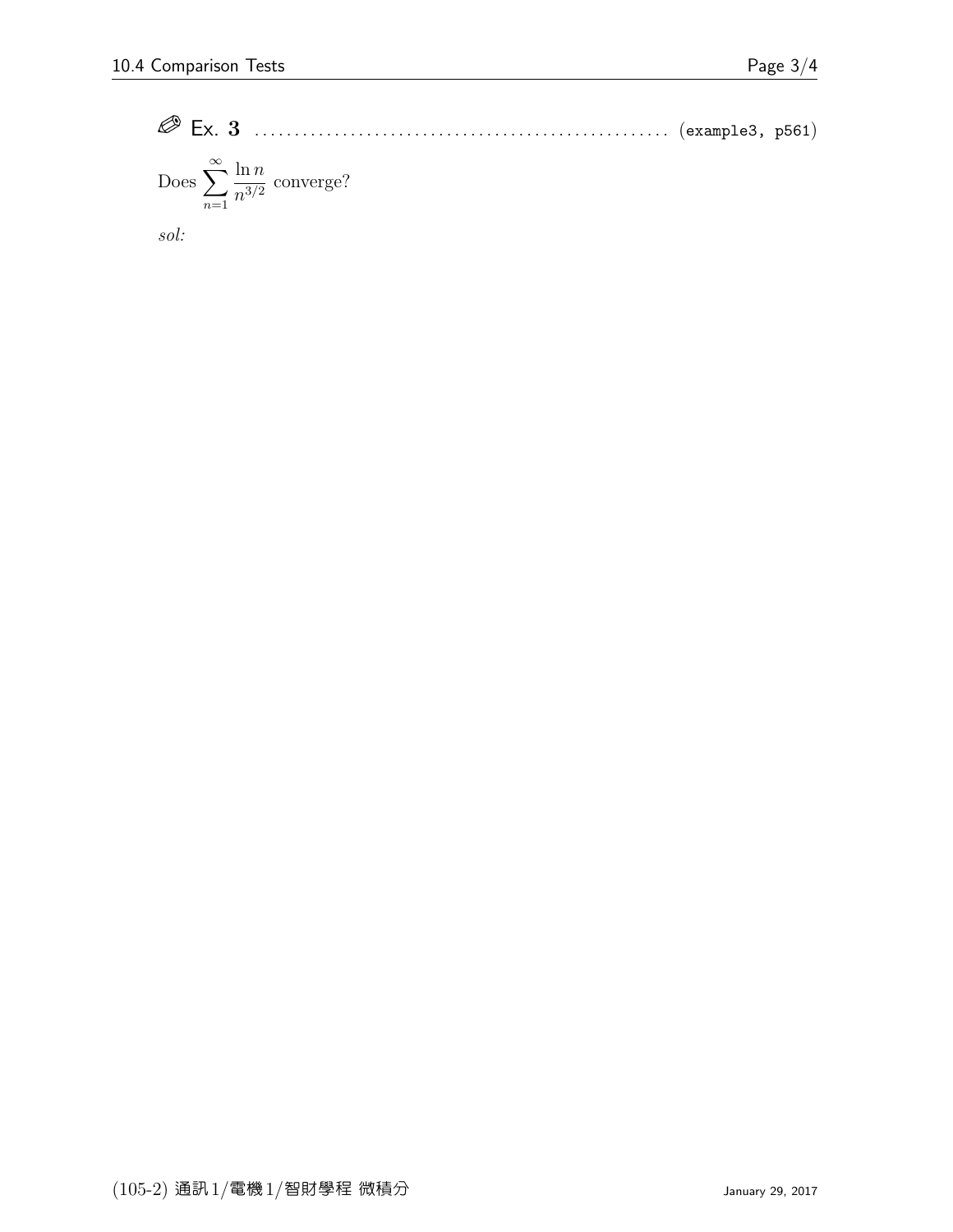**Ex. 3** .................................................... (example3, p561)

Does $\displaystyle\sum_{n=1}^{\infty} \frac{\ln n}{n^{3/2}}$ converge?

*sol:*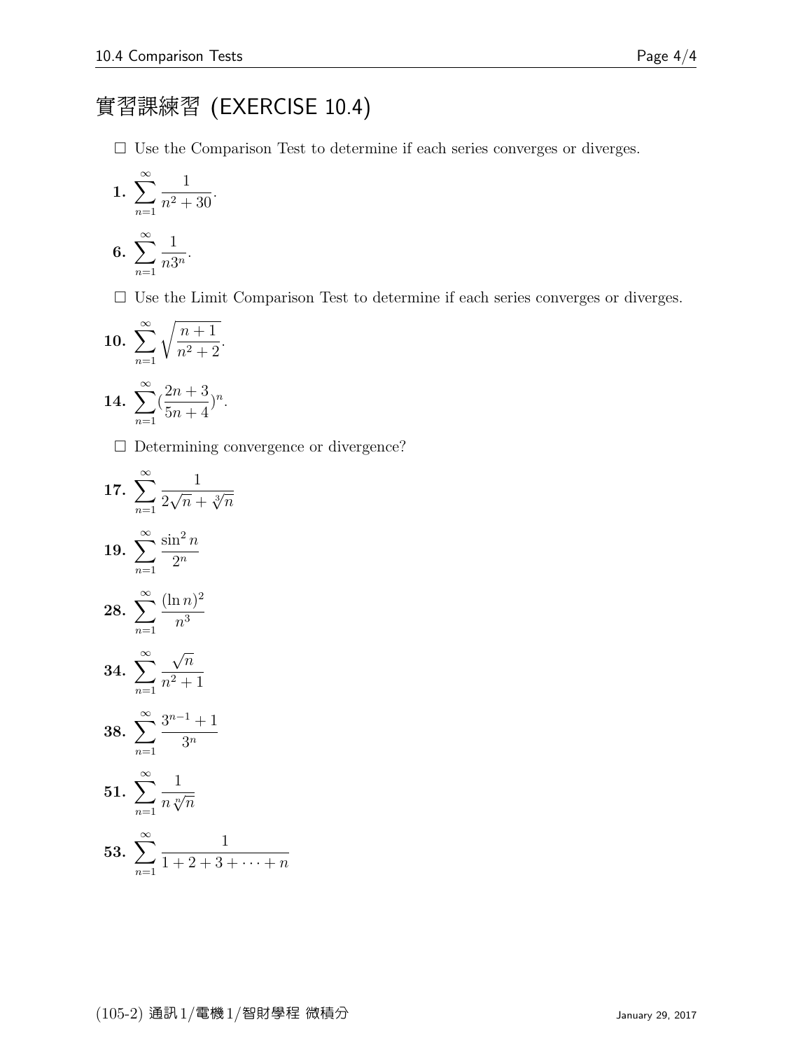## 實習課練習 (EXERCISE 10.4)

☐ Use the Comparison Test to determine if each series converges or diverges.

**1.** $\displaystyle\sum_{n=1}^{\infty} \frac{1}{n^2+30}$.

**6.** $\displaystyle\sum_{n=1}^{\infty} \frac{1}{n3^n}$.

☐ Use the Limit Comparison Test to determine if each series converges or diverges.

**10.** $\displaystyle\sum_{n=1}^{\infty} \sqrt{\frac{n+1}{n^2+2}}$.

**14.** $\displaystyle\sum_{n=1}^{\infty} (\frac{2n+3}{5n+4})^n$.

☐ Determining convergence or divergence?

**17.** $\displaystyle\sum_{n=1}^{\infty} \frac{1}{2\sqrt{n}+\sqrt[3]{n}}$

**19.** $\displaystyle\sum_{n=1}^{\infty} \frac{\sin^2 n}{2^n}$

**28.** $\displaystyle\sum_{n=1}^{\infty} \frac{(\ln n)^2}{n^3}$

**34.** $\displaystyle\sum_{n=1}^{\infty} \frac{\sqrt{n}}{n^2+1}$

**38.** $\displaystyle\sum_{n=1}^{\infty} \frac{3^{n-1}+1}{3^n}$

**51.** $\displaystyle\sum_{n=1}^{\infty} \frac{1}{n\sqrt[n]{n}}$

**53.** $\displaystyle\sum_{n=1}^{\infty} \frac{1}{1+2+3+\cdots+n}$